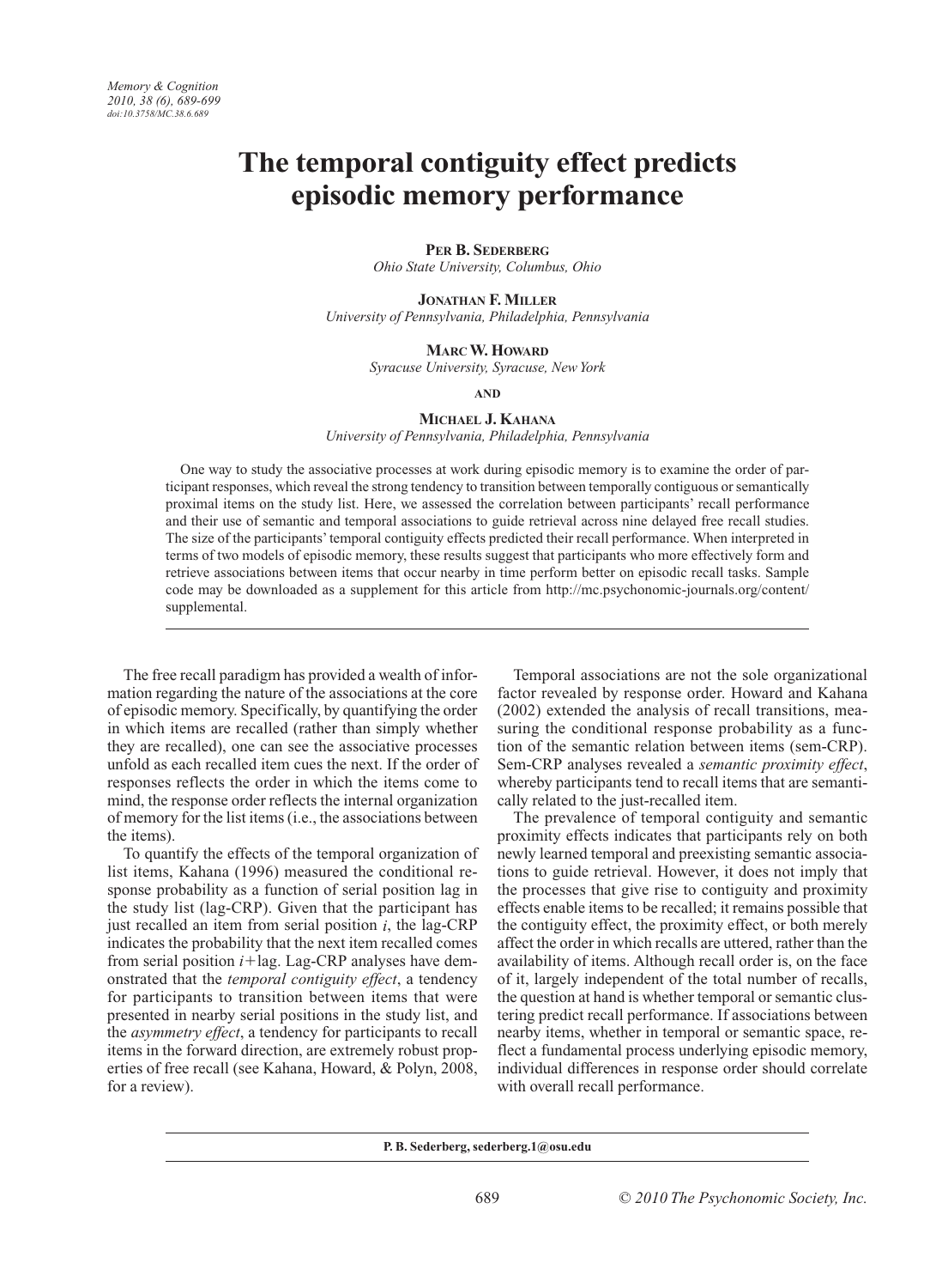# The temporal contiguity effect predicts episodic memory performance

**Per B. Sederberg**
*Ohio State University, Columbus, Ohio*

**Jonathan F. Miller**
*University of Pennsylvania, Philadelphia, Pennsylvania*

**Marc W. Howard**
*Syracuse University, Syracuse, New York*

**and**

**Michael J. Kahana**
*University of Pennsylvania, Philadelphia, Pennsylvania*

One way to study the associative processes at work during episodic memory is to examine the order of participant responses, which reveal the strong tendency to transition between temporally contiguous or semantically proximal items on the study list. Here, we assessed the correlation between participants' recall performance and their use of semantic and temporal associations to guide retrieval across nine delayed free recall studies. The size of the participants' temporal contiguity effects predicted their recall performance. When interpreted in terms of two models of episodic memory, these results suggest that participants who more effectively form and retrieve associations between items that occur nearby in time perform better on episodic recall tasks. Sample code may be downloaded as a supplement for this article from http://mc.psychonomic-journals.org/content/supplemental.

The free recall paradigm has provided a wealth of information regarding the nature of the associations at the core of episodic memory. Specifically, by quantifying the order in which items are recalled (rather than simply whether they are recalled), one can see the associative processes unfold as each recalled item cues the next. If the order of responses reflects the order in which the items come to mind, the response order reflects the internal organization of memory for the list items (i.e., the associations between the items).

To quantify the effects of the temporal organization of list items, Kahana (1996) measured the conditional response probability as a function of serial position lag in the study list (lag-CRP). Given that the participant has just recalled an item from serial position $i$, the lag-CRP indicates the probability that the next item recalled comes from serial position $i+\text{lag}$. Lag-CRP analyses have demonstrated that the *temporal contiguity effect*, a tendency for participants to transition between items that were presented in nearby serial positions in the study list, and the *asymmetry effect*, a tendency for participants to recall items in the forward direction, are extremely robust properties of free recall (see Kahana, Howard, & Polyn, 2008, for a review).

Temporal associations are not the sole organizational factor revealed by response order. Howard and Kahana (2002) extended the analysis of recall transitions, measuring the conditional response probability as a function of the semantic relation between items (sem-CRP). Sem-CRP analyses revealed a *semantic proximity effect*, whereby participants tend to recall items that are semantically related to the just-recalled item.

The prevalence of temporal contiguity and semantic proximity effects indicates that participants rely on both newly learned temporal and preexisting semantic associations to guide retrieval. However, it does not imply that the processes that give rise to contiguity and proximity effects enable items to be recalled; it remains possible that the contiguity effect, the proximity effect, or both merely affect the order in which recalls are uttered, rather than the availability of items. Although recall order is, on the face of it, largely independent of the total number of recalls, the question at hand is whether temporal or semantic clustering predict recall performance. If associations between nearby items, whether in temporal or semantic space, reflect a fundamental process underlying episodic memory, individual differences in response order should correlate with overall recall performance.

P. B. Sederberg, sederberg.1@osu.edu

© 2010 The Psychonomic Society, Inc.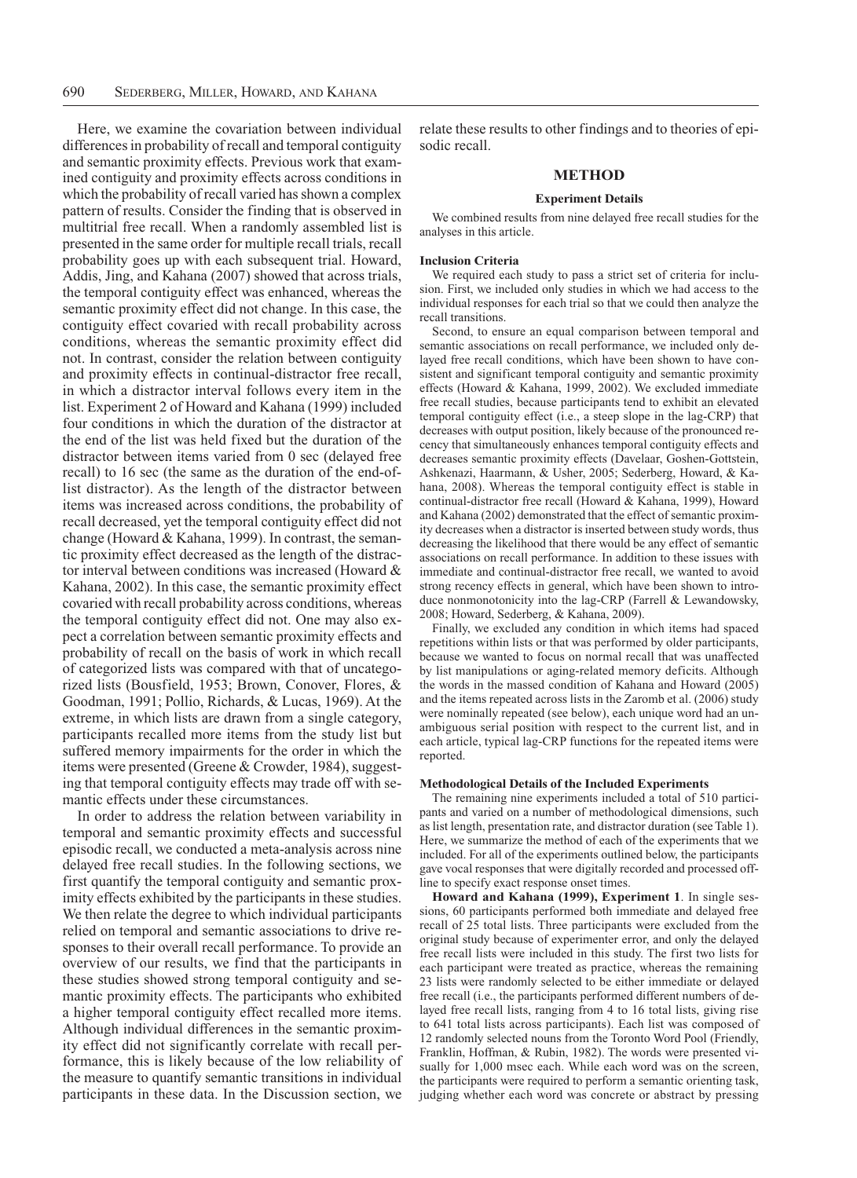Here, we examine the covariation between individual differences in probability of recall and temporal contiguity and semantic proximity effects. Previous work that examined contiguity and proximity effects across conditions in which the probability of recall varied has shown a complex pattern of results. Consider the finding that is observed in multitrial free recall. When a randomly assembled list is presented in the same order for multiple recall trials, recall probability goes up with each subsequent trial. Howard, Addis, Jing, and Kahana (2007) showed that across trials, the temporal contiguity effect was enhanced, whereas the semantic proximity effect did not change. In this case, the contiguity effect covaried with recall probability across conditions, whereas the semantic proximity effect did not. In contrast, consider the relation between contiguity and proximity effects in continual-distractor free recall, in which a distractor interval follows every item in the list. Experiment 2 of Howard and Kahana (1999) included four conditions in which the duration of the distractor at the end of the list was held fixed but the duration of the distractor between items varied from 0 sec (delayed free recall) to 16 sec (the same as the duration of the end-of-list distractor). As the length of the distractor between items was increased across conditions, the probability of recall decreased, yet the temporal contiguity effect did not change (Howard & Kahana, 1999). In contrast, the semantic proximity effect decreased as the length of the distractor interval between conditions was increased (Howard & Kahana, 2002). In this case, the semantic proximity effect covaried with recall probability across conditions, whereas the temporal contiguity effect did not. One may also expect a correlation between semantic proximity effects and probability of recall on the basis of work in which recall of categorized lists was compared with that of uncategorized lists (Bousfield, 1953; Brown, Conover, Flores, & Goodman, 1991; Pollio, Richards, & Lucas, 1969). At the extreme, in which lists are drawn from a single category, participants recalled more items from the study list but suffered memory impairments for the order in which the items were presented (Greene & Crowder, 1984), suggesting that temporal contiguity effects may trade off with semantic effects under these circumstances.

In order to address the relation between variability in temporal and semantic proximity effects and successful episodic recall, we conducted a meta-analysis across nine delayed free recall studies. In the following sections, we first quantify the temporal contiguity and semantic proximity effects exhibited by the participants in these studies. We then relate the degree to which individual participants relied on temporal and semantic associations to drive responses to their overall recall performance. To provide an overview of our results, we find that the participants in these studies showed strong temporal contiguity and semantic proximity effects. The participants who exhibited a higher temporal contiguity effect recalled more items. Although individual differences in the semantic proximity effect did not significantly correlate with recall performance, this is likely because of the low reliability of the measure to quantify semantic transitions in individual participants in these data. In the Discussion section, we relate these results to other findings and to theories of episodic recall.

## METHOD

### Experiment Details

We combined results from nine delayed free recall studies for the analyses in this article.

#### Inclusion Criteria

We required each study to pass a strict set of criteria for inclusion. First, we included only studies in which we had access to the individual responses for each trial so that we could then analyze the recall transitions.

Second, to ensure an equal comparison between temporal and semantic associations on recall performance, we included only delayed free recall conditions, which have been shown to have consistent and significant temporal contiguity and semantic proximity effects (Howard & Kahana, 1999, 2002). We excluded immediate free recall studies, because participants tend to exhibit an elevated temporal contiguity effect (i.e., a steep slope in the lag-CRP) that decreases with output position, likely because of the pronounced recency that simultaneously enhances temporal contiguity effects and decreases semantic proximity effects (Davelaar, Goshen-Gottstein, Ashkenazi, Haarmann, & Usher, 2005; Sederberg, Howard, & Kahana, 2008). Whereas the temporal contiguity effect is stable in continual-distractor free recall (Howard & Kahana, 1999), Howard and Kahana (2002) demonstrated that the effect of semantic proximity decreases when a distractor is inserted between study words, thus decreasing the likelihood that there would be any effect of semantic associations on recall performance. In addition to these issues with immediate and continual-distractor free recall, we wanted to avoid strong recency effects in general, which have been shown to introduce nonmonotonicity into the lag-CRP (Farrell & Lewandowsky, 2008; Howard, Sederberg, & Kahana, 2009).

Finally, we excluded any condition in which items had spaced repetitions within lists or that was performed by older participants, because we wanted to focus on normal recall that was unaffected by list manipulations or aging-related memory deficits. Although the words in the massed condition of Kahana and Howard (2005) and the items repeated across lists in the Zaromb et al. (2006) study were nominally repeated (see below), each unique word had an unambiguous serial position with respect to the current list, and in each article, typical lag-CRP functions for the repeated items were reported.

#### Methodological Details of the Included Experiments

The remaining nine experiments included a total of 510 participants and varied on a number of methodological dimensions, such as list length, presentation rate, and distractor duration (see Table 1). Here, we summarize the method of each of the experiments that we included. For all of the experiments outlined below, the participants gave vocal responses that were digitally recorded and processed offline to specify exact response onset times.

**Howard and Kahana (1999), Experiment 1**. In single sessions, 60 participants performed both immediate and delayed free recall of 25 total lists. Three participants were excluded from the original study because of experimenter error, and only the delayed free recall lists were included in this study. The first two lists for each participant were treated as practice, whereas the remaining 23 lists were randomly selected to be either immediate or delayed free recall (i.e., the participants performed different numbers of delayed free recall lists, ranging from 4 to 16 total lists, giving rise to 641 total lists across participants). Each list was composed of 12 randomly selected nouns from the Toronto Word Pool (Friendly, Franklin, Hoffman, & Rubin, 1982). The words were presented visually for 1,000 msec each. While each word was on the screen, the participants were required to perform a semantic orienting task, judging whether each word was concrete or abstract by pressing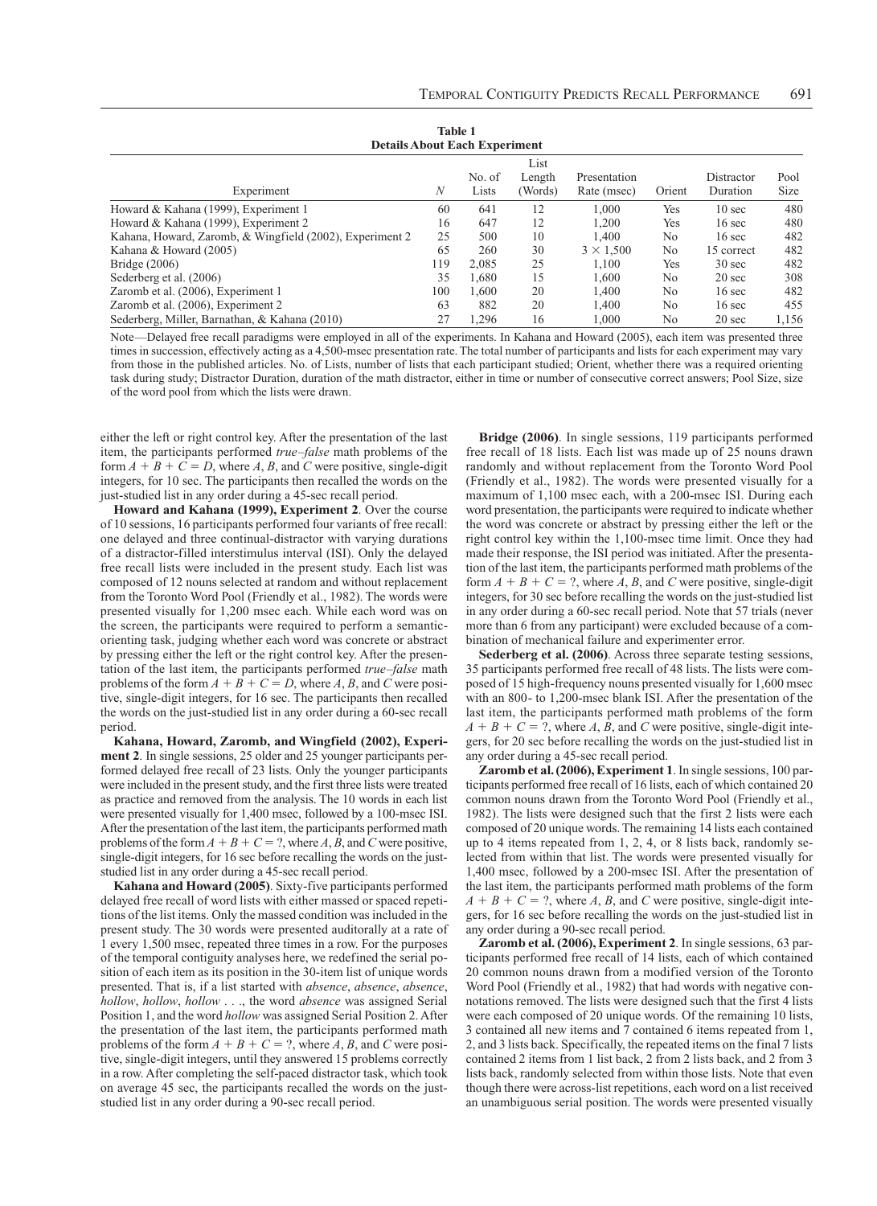**Table 1**
**Details About Each Experiment**

| Experiment | $N$ | No. of Lists | List Length (Words) | Presentation Rate (msec) | Orient | Distractor Duration | Pool Size |
|---|---|---|---|---|---|---|---|
| Howard & Kahana (1999), Experiment 1 | 60 | 641 | 12 | 1,000 | Yes | 10 sec | 480 |
| Howard & Kahana (1999), Experiment 2 | 16 | 647 | 12 | 1,200 | Yes | 16 sec | 480 |
| Kahana, Howard, Zaromb, & Wingfield (2002), Experiment 2 | 25 | 500 | 10 | 1,400 | No | 16 sec | 482 |
| Kahana & Howard (2005) | 65 | 260 | 30 | $3 \times 1{,}500$ | No | 15 correct | 482 |
| Bridge (2006) | 119 | 2,085 | 25 | 1,100 | Yes | 30 sec | 482 |
| Sederberg et al. (2006) | 35 | 1,680 | 15 | 1,600 | No | 20 sec | 308 |
| Zaromb et al. (2006), Experiment 1 | 100 | 1,600 | 20 | 1,400 | No | 16 sec | 482 |
| Zaromb et al. (2006), Experiment 2 | 63 | 882 | 20 | 1,400 | No | 16 sec | 455 |
| Sederberg, Miller, Barnathan, & Kahana (2010) | 27 | 1,296 | 16 | 1,000 | No | 20 sec | 1,156 |

Note—Delayed free recall paradigms were employed in all of the experiments. In Kahana and Howard (2005), each item was presented three times in succession, effectively acting as a 4,500-msec presentation rate. The total number of participants and lists for each experiment may vary from those in the published articles. No. of Lists, number of lists that each participant studied; Orient, whether there was a required orienting task during study; Distractor Duration, duration of the math distractor, either in time or number of consecutive correct answers; Pool Size, size of the word pool from which the lists were drawn.

either the left or right control key. After the presentation of the last item, the participants performed *true–false* math problems of the form $A + B + C = D$, where $A$, $B$, and $C$ were positive, single-digit integers, for 10 sec. The participants then recalled the words on the just-studied list in any order during a 45-sec recall period.

**Howard and Kahana (1999), Experiment 2**. Over the course of 10 sessions, 16 participants performed four variants of free recall: one delayed and three continual-distractor with varying durations of a distractor-filled interstimulus interval (ISI). Only the delayed free recall lists were included in the present study. Each list was composed of 12 nouns selected at random and without replacement from the Toronto Word Pool (Friendly et al., 1982). The words were presented visually for 1,200 msec each. While each word was on the screen, the participants were required to perform a semantic-orienting task, judging whether each word was concrete or abstract by pressing either the left or the right control key. After the presentation of the last item, the participants performed *true–false* math problems of the form $A + B + C = D$, where $A$, $B$, and $C$ were positive, single-digit integers, for 16 sec. The participants then recalled the words on the just-studied list in any order during a 60-sec recall period.

**Kahana, Howard, Zaromb, and Wingfield (2002), Experiment 2**. In single sessions, 25 older and 25 younger participants performed delayed free recall of 23 lists. Only the younger participants were included in the present study, and the first three lists were treated as practice and removed from the analysis. The 10 words in each list were presented visually for 1,400 msec, followed by a 100-msec ISI. After the presentation of the last item, the participants performed math problems of the form $A + B + C = ?$, where $A$, $B$, and $C$ were positive, single-digit integers, for 16 sec before recalling the words on the just-studied list in any order during a 45-sec recall period.

**Kahana and Howard (2005)**. Sixty-five participants performed delayed free recall of word lists with either massed or spaced repetitions of the list items. Only the massed condition was included in the present study. The 30 words were presented auditorally at a rate of 1 every 1,500 msec, repeated three times in a row. For the purposes of the temporal contiguity analyses here, we redefined the serial position of each item as its position in the 30-item list of unique words presented. That is, if a list started with *absence*, *absence*, *absence*, *hollow*, *hollow*, *hollow* . . ., the word *absence* was assigned Serial Position 1, and the word *hollow* was assigned Serial Position 2. After the presentation of the last item, the participants performed math problems of the form $A + B + C = ?$, where $A$, $B$, and $C$ were positive, single-digit integers, until they answered 15 problems correctly in a row. After completing the self-paced distractor task, which took on average 45 sec, the participants recalled the words on the just-studied list in any order during a 90-sec recall period.

**Bridge (2006)**. In single sessions, 119 participants performed free recall of 18 lists. Each list was made up of 25 nouns drawn randomly and without replacement from the Toronto Word Pool (Friendly et al., 1982). The words were presented visually for a maximum of 1,100 msec each, with a 200-msec ISI. During each word presentation, the participants were required to indicate whether the word was concrete or abstract by pressing either the left or the right control key within the 1,100-msec time limit. Once they had made their response, the ISI period was initiated. After the presentation of the last item, the participants performed math problems of the form $A + B + C = ?$, where $A$, $B$, and $C$ were positive, single-digit integers, for 30 sec before recalling the words on the just-studied list in any order during a 60-sec recall period. Note that 57 trials (never more than 6 from any participant) were excluded because of a combination of mechanical failure and experimenter error.

**Sederberg et al. (2006)**. Across three separate testing sessions, 35 participants performed free recall of 48 lists. The lists were composed of 15 high-frequency nouns presented visually for 1,600 msec with an 800- to 1,200-msec blank ISI. After the presentation of the last item, the participants performed math problems of the form $A + B + C = ?$, where $A$, $B$, and $C$ were positive, single-digit integers, for 20 sec before recalling the words on the just-studied list in any order during a 45-sec recall period.

**Zaromb et al. (2006), Experiment 1**. In single sessions, 100 participants performed free recall of 16 lists, each of which contained 20 common nouns drawn from the Toronto Word Pool (Friendly et al., 1982). The lists were designed such that the first 2 lists were each composed of 20 unique words. The remaining 14 lists each contained up to 4 items repeated from 1, 2, 4, or 8 lists back, randomly selected from within that list. The words were presented visually for 1,400 msec, followed by a 200-msec ISI. After the presentation of the last item, the participants performed math problems of the form $A + B + C = ?$, where $A$, $B$, and $C$ were positive, single-digit integers, for 16 sec before recalling the words on the just-studied list in any order during a 90-sec recall period.

**Zaromb et al. (2006), Experiment 2**. In single sessions, 63 participants performed free recall of 14 lists, each of which contained 20 common nouns drawn from a modified version of the Toronto Word Pool (Friendly et al., 1982) that had words with negative connotations removed. The lists were designed such that the first 4 lists were each composed of 20 unique words. Of the remaining 10 lists, 3 contained all new items and 7 contained 6 items repeated from 1, 2, and 3 lists back. Specifically, the repeated items on the final 7 lists contained 2 items from 1 list back, 2 from 2 lists back, and 2 from 3 lists back, randomly selected from within those lists. Note that even though there were across-list repetitions, each word on a list received an unambiguous serial position. The words were presented visually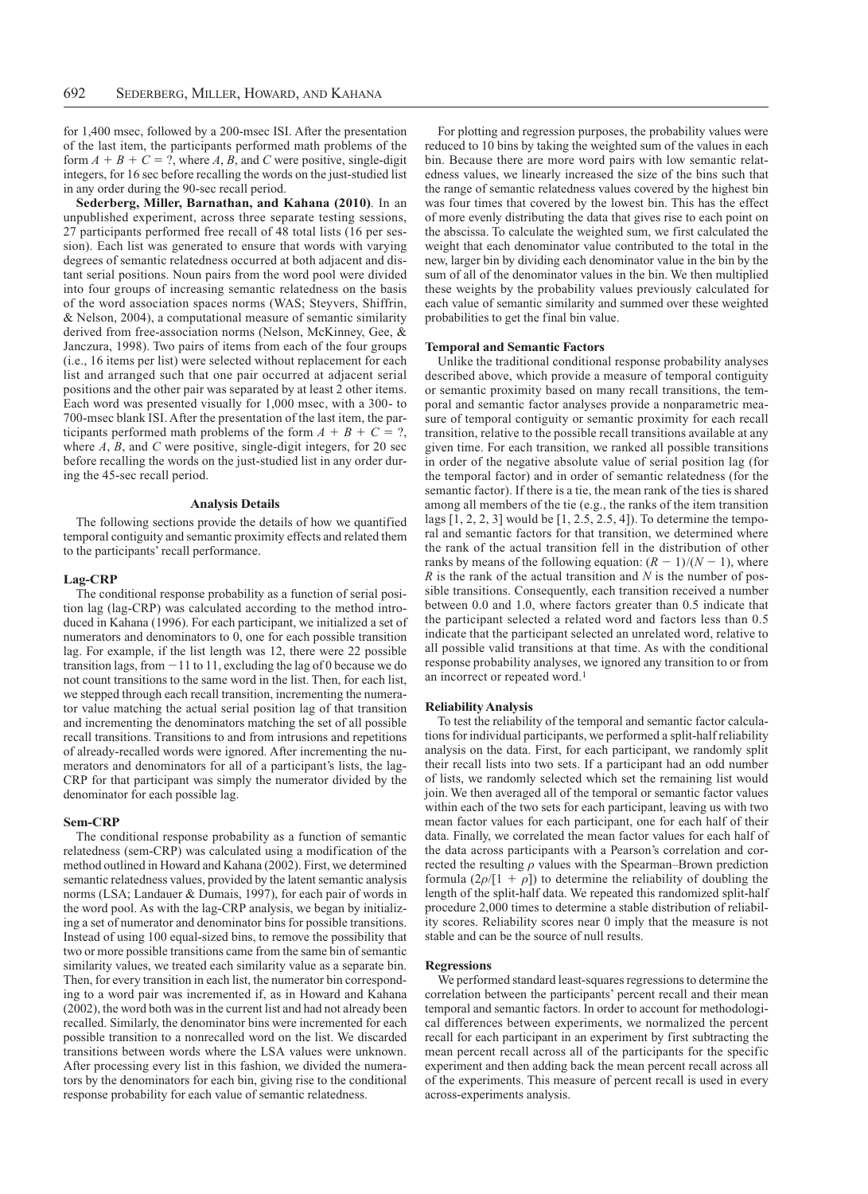for 1,400 msec, followed by a 200-msec ISI. After the presentation of the last item, the participants performed math problems of the form $A + B + C = ?$, where $A$, $B$, and $C$ were positive, single-digit integers, for 16 sec before recalling the words on the just-studied list in any order during the 90-sec recall period.

**Sederberg, Miller, Barnathan, and Kahana (2010)**. In an unpublished experiment, across three separate testing sessions, 27 participants performed free recall of 48 total lists (16 per session). Each list was generated to ensure that words with varying degrees of semantic relatedness occurred at both adjacent and distant serial positions. Noun pairs from the word pool were divided into four groups of increasing semantic relatedness on the basis of the word association spaces norms (WAS; Steyvers, Shiffrin, & Nelson, 2004), a computational measure of semantic similarity derived from free-association norms (Nelson, McKinney, Gee, & Janczura, 1998). Two pairs of items from each of the four groups (i.e., 16 items per list) were selected without replacement for each list and arranged such that one pair occurred at adjacent serial positions and the other pair was separated by at least 2 other items. Each word was presented visually for 1,000 msec, with a 300- to 700-msec blank ISI. After the presentation of the last item, the participants performed math problems of the form $A + B + C = ?$, where $A$, $B$, and $C$ were positive, single-digit integers, for 20 sec before recalling the words on the just-studied list in any order during the 45-sec recall period.

## Analysis Details

The following sections provide the details of how we quantified temporal contiguity and semantic proximity effects and related them to the participants' recall performance.

### Lag-CRP

The conditional response probability as a function of serial position lag (lag-CRP) was calculated according to the method introduced in Kahana (1996). For each participant, we initialized a set of numerators and denominators to 0, one for each possible transition lag. For example, if the list length was 12, there were 22 possible transition lags, from $-11$ to 11, excluding the lag of 0 because we do not count transitions to the same word in the list. Then, for each list, we stepped through each recall transition, incrementing the numerator value matching the actual serial position lag of that transition and incrementing the denominators matching the set of all possible recall transitions. Transitions to and from intrusions and repetitions of already-recalled words were ignored. After incrementing the numerators and denominators for all of a participant's lists, the lag-CRP for that participant was simply the numerator divided by the denominator for each possible lag.

### Sem-CRP

The conditional response probability as a function of semantic relatedness (sem-CRP) was calculated using a modification of the method outlined in Howard and Kahana (2002). First, we determined semantic relatedness values, provided by the latent semantic analysis norms (LSA; Landauer & Dumais, 1997), for each pair of words in the word pool. As with the lag-CRP analysis, we began by initializing a set of numerator and denominator bins for possible transitions. Instead of using 100 equal-sized bins, to remove the possibility that two or more possible transitions came from the same bin of semantic similarity values, we treated each similarity value as a separate bin. Then, for every transition in each list, the numerator bin corresponding to a word pair was incremented if, as in Howard and Kahana (2002), the word both was in the current list and had not already been recalled. Similarly, the denominator bins were incremented for each possible transition to a nonrecalled word on the list. We discarded transitions between words where the LSA values were unknown. After processing every list in this fashion, we divided the numerators by the denominators for each bin, giving rise to the conditional response probability for each value of semantic relatedness.

For plotting and regression purposes, the probability values were reduced to 10 bins by taking the weighted sum of the values in each bin. Because there are more word pairs with low semantic relatedness values, we linearly increased the size of the bins such that the range of semantic relatedness values covered by the highest bin was four times that covered by the lowest bin. This has the effect of more evenly distributing the data that gives rise to each point on the abscissa. To calculate the weighted sum, we first calculated the weight that each denominator value contributed to the total in the new, larger bin by dividing each denominator value in the bin by the sum of all of the denominator values in the bin. We then multiplied these weights by the probability values previously calculated for each value of semantic similarity and summed over these weighted probabilities to get the final bin value.

### Temporal and Semantic Factors

Unlike the traditional conditional response probability analyses described above, which provide a measure of temporal contiguity or semantic proximity based on many recall transitions, the temporal and semantic factor analyses provide a nonparametric measure of temporal contiguity or semantic proximity for each recall transition, relative to the possible recall transitions available at any given time. For each transition, we ranked all possible transitions in order of the negative absolute value of serial position lag (for the temporal factor) and in order of semantic relatedness (for the semantic factor). If there is a tie, the mean rank of the ties is shared among all members of the tie (e.g., the ranks of the item transition lags [1, 2, 2, 3] would be [1, 2.5, 2.5, 4]). To determine the temporal and semantic factors for that transition, we determined where the rank of the actual transition fell in the distribution of other ranks by means of the following equation: $(R - 1)/(N - 1)$, where $R$ is the rank of the actual transition and $N$ is the number of possible transitions. Consequently, each transition received a number between 0.0 and 1.0, where factors greater than 0.5 indicate that the participant selected a related word and factors less than 0.5 indicate that the participant selected an unrelated word, relative to all possible valid transitions at that time. As with the conditional response probability analyses, we ignored any transition to or from an incorrect or repeated word.[1]

### Reliability Analysis

To test the reliability of the temporal and semantic factor calculations for individual participants, we performed a split-half reliability analysis on the data. First, for each participant, we randomly split their recall lists into two sets. If a participant had an odd number of lists, we randomly selected which set the remaining list would join. We then averaged all of the temporal or semantic factor values within each of the two sets for each participant, leaving us with two mean factor values for each participant, one for each half of their data. Finally, we correlated the mean factor values for each half of the data across participants with a Pearson's correlation and corrected the resulting $\rho$ values with the Spearman–Brown prediction formula ($2\rho/[1 + \rho]$) to determine the reliability of doubling the length of the split-half data. We repeated this randomized split-half procedure 2,000 times to determine a stable distribution of reliability scores. Reliability scores near 0 imply that the measure is not stable and can be the source of null results.

### Regressions

We performed standard least-squares regressions to determine the correlation between the participants' percent recall and their mean temporal and semantic factors. In order to account for methodological differences between experiments, we normalized the percent recall for each participant in an experiment by first subtracting the mean percent recall across all of the participants for the specific experiment and then adding back the mean percent recall across all of the experiments. This measure of percent recall is used in every across-experiments analysis.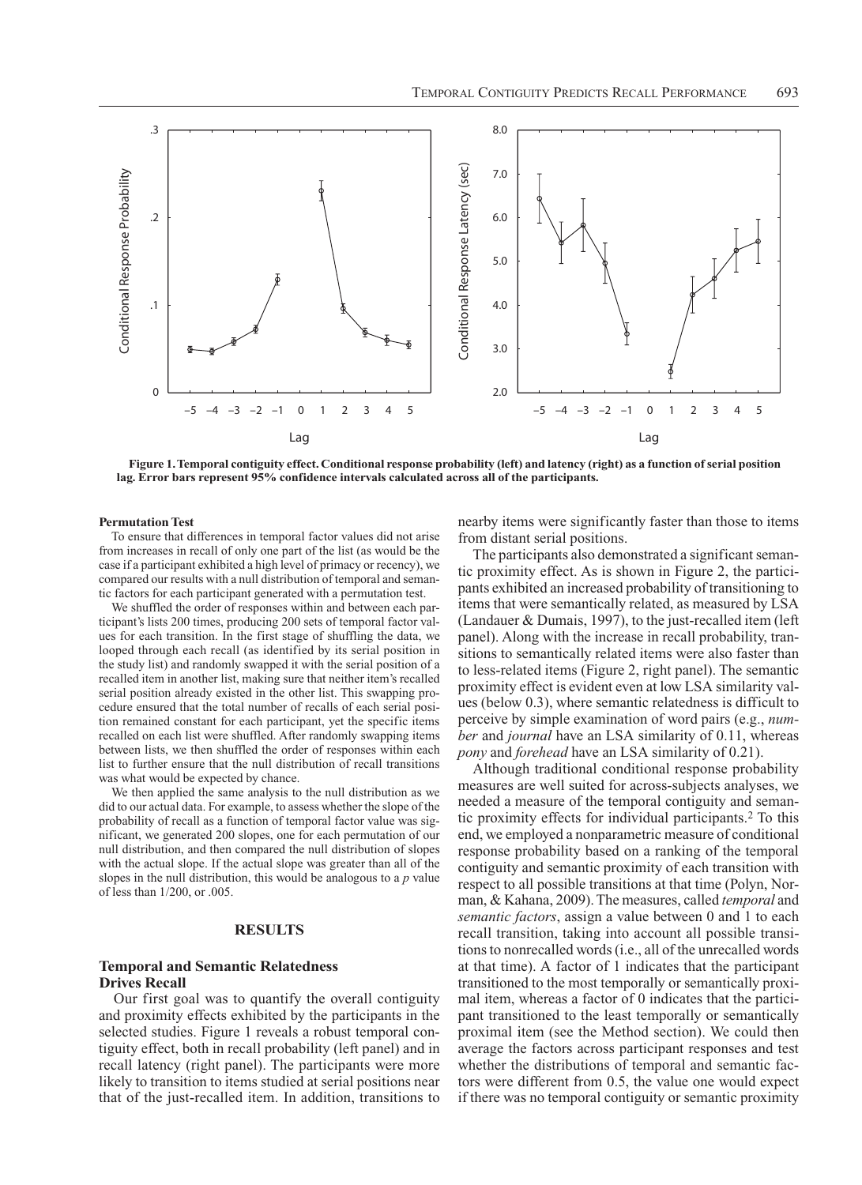**Figure 1. Temporal contiguity effect. Conditional response probability (left) and latency (right) as a function of serial position lag. Error bars represent 95% confidence intervals calculated across all of the participants.**

#### Permutation Test

To ensure that differences in temporal factor values did not arise from increases in recall of only one part of the list (as would be the case if a participant exhibited a high level of primacy or recency), we compared our results with a null distribution of temporal and semantic factors for each participant generated with a permutation test.

We shuffled the order of responses within and between each participant's lists 200 times, producing 200 sets of temporal factor values for each transition. In the first stage of shuffling the data, we looped through each recall (as identified by its serial position in the study list) and randomly swapped it with the serial position of a recalled item in another list, making sure that neither item's recalled serial position already existed in the other list. This swapping procedure ensured that the total number of recalls of each serial position remained constant for each participant, yet the specific items recalled on each list were shuffled. After randomly swapping items between lists, we then shuffled the order of responses within each list to further ensure that the null distribution of recall transitions was what would be expected by chance.

We then applied the same analysis to the null distribution as we did to our actual data. For example, to assess whether the slope of the probability of recall as a function of temporal factor value was significant, we generated 200 slopes, one for each permutation of our null distribution, and then compared the null distribution of slopes with the actual slope. If the actual slope was greater than all of the slopes in the null distribution, this would be analogous to a $p$ value of less than 1/200, or .005.

## RESULTS

### Temporal and Semantic Relatedness Drives Recall

Our first goal was to quantify the overall contiguity and proximity effects exhibited by the participants in the selected studies. Figure 1 reveals a robust temporal contiguity effect, both in recall probability (left panel) and in recall latency (right panel). The participants were more likely to transition to items studied at serial positions near that of the just-recalled item. In addition, transitions to nearby items were significantly faster than those to items from distant serial positions.

The participants also demonstrated a significant semantic proximity effect. As is shown in Figure 2, the participants exhibited an increased probability of transitioning to items that were semantically related, as measured by LSA (Landauer & Dumais, 1997), to the just-recalled item (left panel). Along with the increase in recall probability, transitions to semantically related items were also faster than to less-related items (Figure 2, right panel). The semantic proximity effect is evident even at low LSA similarity values (below 0.3), where semantic relatedness is difficult to perceive by simple examination of word pairs (e.g., *number* and *journal* have an LSA similarity of 0.11, whereas *pony* and *forehead* have an LSA similarity of 0.21).

Although traditional conditional response probability measures are well suited for across-subjects analyses, we needed a measure of the temporal contiguity and semantic proximity effects for individual participants.[2] To this end, we employed a nonparametric measure of conditional response probability based on a ranking of the temporal contiguity and semantic proximity of each transition with respect to all possible transitions at that time (Polyn, Norman, & Kahana, 2009). The measures, called *temporal* and *semantic factors*, assign a value between 0 and 1 to each recall transition, taking into account all possible transitions to nonrecalled words (i.e., all of the unrecalled words at that time). A factor of 1 indicates that the participant transitioned to the most temporally or semantically proximal item, whereas a factor of 0 indicates that the participant transitioned to the least temporally or semantically proximal item (see the Method section). We could then average the factors across participant responses and test whether the distributions of temporal and semantic factors were different from 0.5, the value one would expect if there was no temporal contiguity or semantic proximity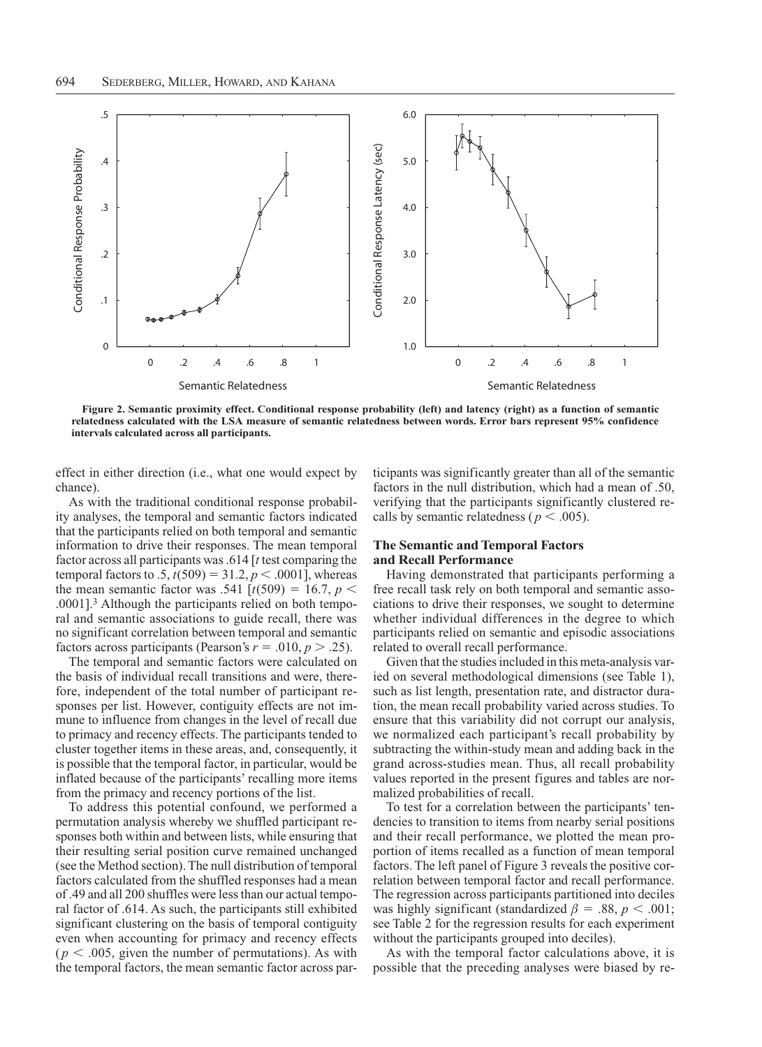Figure 2. Semantic proximity effect. Conditional response probability (left) and latency (right) as a function of semantic relatedness calculated with the LSA measure of semantic relatedness between words. Error bars represent 95% confidence intervals calculated across all participants.

effect in either direction (i.e., what one would expect by chance).

As with the traditional conditional response probability analyses, the temporal and semantic factors indicated that the participants relied on both temporal and semantic information to drive their responses. The mean temporal factor across all participants was .614 [*t* test comparing the temporal factors to .5, $t(509) = 31.2$, $p < .0001$], whereas the mean semantic factor was .541 [$t(509) = 16.7$, $p < .0001$].[3] Although the participants relied on both temporal and semantic associations to guide recall, there was no significant correlation between temporal and semantic factors across participants (Pearson's $r = .010$, $p > .25$).

The temporal and semantic factors were calculated on the basis of individual recall transitions and were, therefore, independent of the total number of participant responses per list. However, contiguity effects are not immune to influence from changes in the level of recall due to primacy and recency effects. The participants tended to cluster together items in these areas, and, consequently, it is possible that the temporal factor, in particular, would be inflated because of the participants' recalling more items from the primacy and recency portions of the list.

To address this potential confound, we performed a permutation analysis whereby we shuffled participant responses both within and between lists, while ensuring that their resulting serial position curve remained unchanged (see the Method section). The null distribution of temporal factors calculated from the shuffled responses had a mean of .49 and all 200 shuffles were less than our actual temporal factor of .614. As such, the participants still exhibited significant clustering on the basis of temporal contiguity even when accounting for primacy and recency effects ($p < .005$, given the number of permutations). As with the temporal factors, the mean semantic factor across participants was significantly greater than all of the semantic factors in the null distribution, which had a mean of .50, verifying that the participants significantly clustered recalls by semantic relatedness ($p < .005$).

### The Semantic and Temporal Factors and Recall Performance

Having demonstrated that participants performing a free recall task rely on both temporal and semantic associations to drive their responses, we sought to determine whether individual differences in the degree to which participants relied on semantic and episodic associations related to overall recall performance.

Given that the studies included in this meta-analysis varied on several methodological dimensions (see Table 1), such as list length, presentation rate, and distractor duration, the mean recall probability varied across studies. To ensure that this variability did not corrupt our analysis, we normalized each participant's recall probability by subtracting the within-study mean and adding back in the grand across-studies mean. Thus, all recall probability values reported in the present figures and tables are normalized probabilities of recall.

To test for a correlation between the participants' tendencies to transition to items from nearby serial positions and their recall performance, we plotted the mean proportion of items recalled as a function of mean temporal factors. The left panel of Figure 3 reveals the positive correlation between temporal factor and recall performance. The regression across participants partitioned into deciles was highly significant (standardized $\beta = .88$, $p < .001$; see Table 2 for the regression results for each experiment without the participants grouped into deciles).

As with the temporal factor calculations above, it is possible that the preceding analyses were biased by re-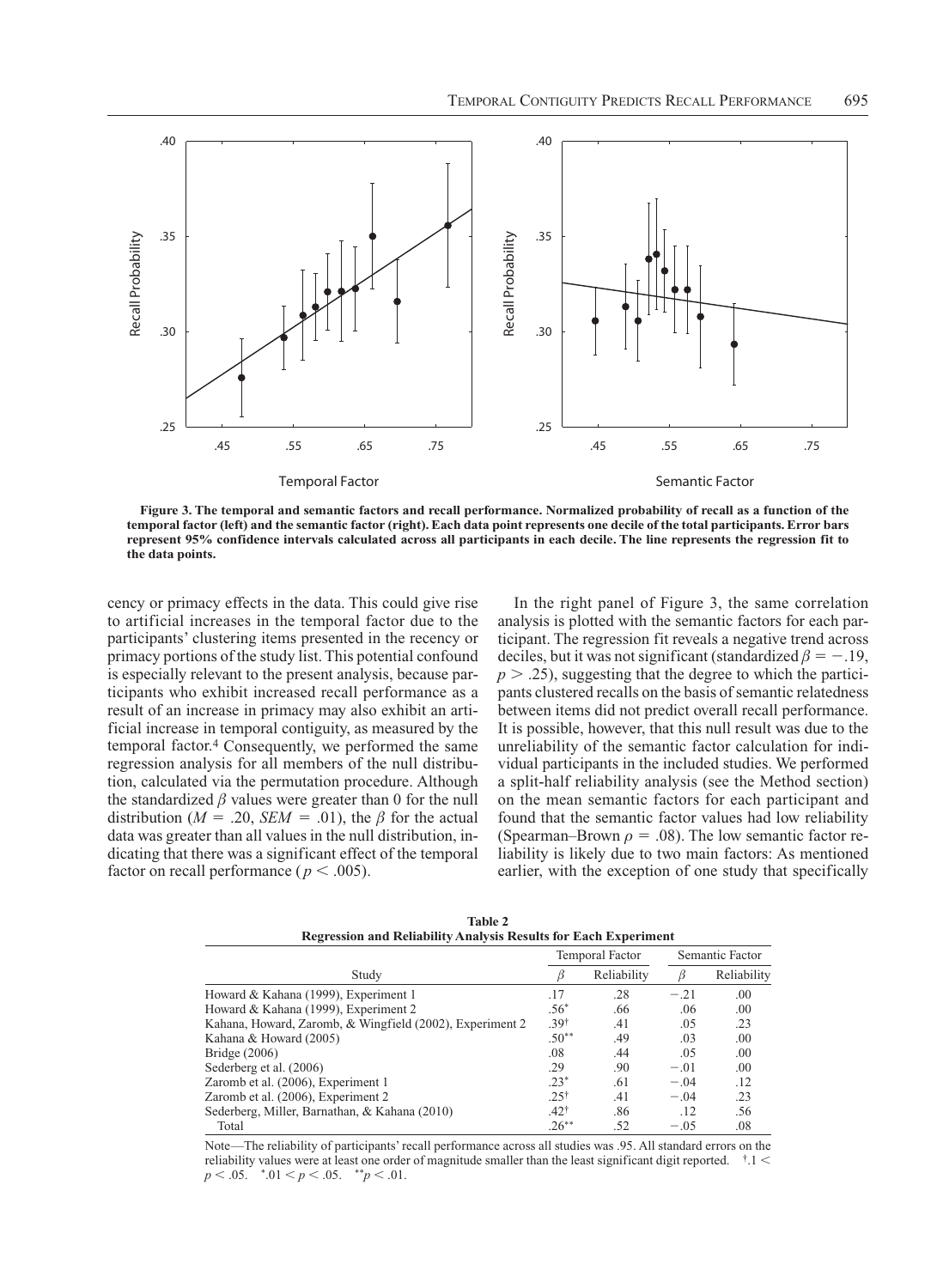**Figure 3. The temporal and semantic factors and recall performance. Normalized probability of recall as a function of the temporal factor (left) and the semantic factor (right). Each data point represents one decile of the total participants. Error bars represent 95% confidence intervals calculated across all participants in each decile. The line represents the regression fit to the data points.**

cency or primacy effects in the data. This could give rise to artificial increases in the temporal factor due to the participants' clustering items presented in the recency or primacy portions of the study list. This potential confound is especially relevant to the present analysis, because participants who exhibit increased recall performance as a result of an increase in primacy may also exhibit an artificial increase in temporal contiguity, as measured by the temporal factor.[4] Consequently, we performed the same regression analysis for all members of the null distribution, calculated via the permutation procedure. Although the standardized $\beta$ values were greater than 0 for the null distribution ($M = .20$, $SEM = .01$), the $\beta$ for the actual data was greater than all values in the null distribution, indicating that there was a significant effect of the temporal factor on recall performance ($p < .005$).

In the right panel of Figure 3, the same correlation analysis is plotted with the semantic factors for each participant. The regression fit reveals a negative trend across deciles, but it was not significant (standardized $\beta = -.19$, $p > .25$), suggesting that the degree to which the participants clustered recalls on the basis of semantic relatedness between items did not predict overall recall performance. It is possible, however, that this null result was due to the unreliability of the semantic factor calculation for individual participants in the included studies. We performed a split-half reliability analysis (see the Method section) on the mean semantic factors for each participant and found that the semantic factor values had low reliability (Spearman–Brown $\rho = .08$). The low semantic factor reliability is likely due to two main factors: As mentioned earlier, with the exception of one study that specifically

**Table 2**
**Regression and Reliability Analysis Results for Each Experiment**

| Study | Temporal Factor | | Semantic Factor | |
|---|---|---|---|---|
| | $\beta$ | Reliability | $\beta$ | Reliability |
| Howard & Kahana (1999), Experiment 1 | .17 | .28 | −.21 | .00 |
| Howard & Kahana (1999), Experiment 2 | .56* | .66 | .06 | .00 |
| Kahana, Howard, Zaromb, & Wingfield (2002), Experiment 2 | .39† | .41 | .05 | .23 |
| Kahana & Howard (2005) | .50** | .49 | .03 | .00 |
| Bridge (2006) | .08 | .44 | .05 | .00 |
| Sederberg et al. (2006) | .29 | .90 | −.01 | .00 |
| Zaromb et al. (2006), Experiment 1 | .23* | .61 | −.04 | .12 |
| Zaromb et al. (2006), Experiment 2 | .25† | .41 | −.04 | .23 |
| Sederberg, Miller, Barnathan, & Kahana (2010) | .42† | .86 | .12 | .56 |
| Total | .26** | .52 | −.05 | .08 |

Note—The reliability of participants' recall performance across all studies was .95. All standard errors on the reliability values were at least one order of magnitude smaller than the least significant digit reported. †$.1 < p < .05$. *$.01 < p < .05$. **$p < .01$.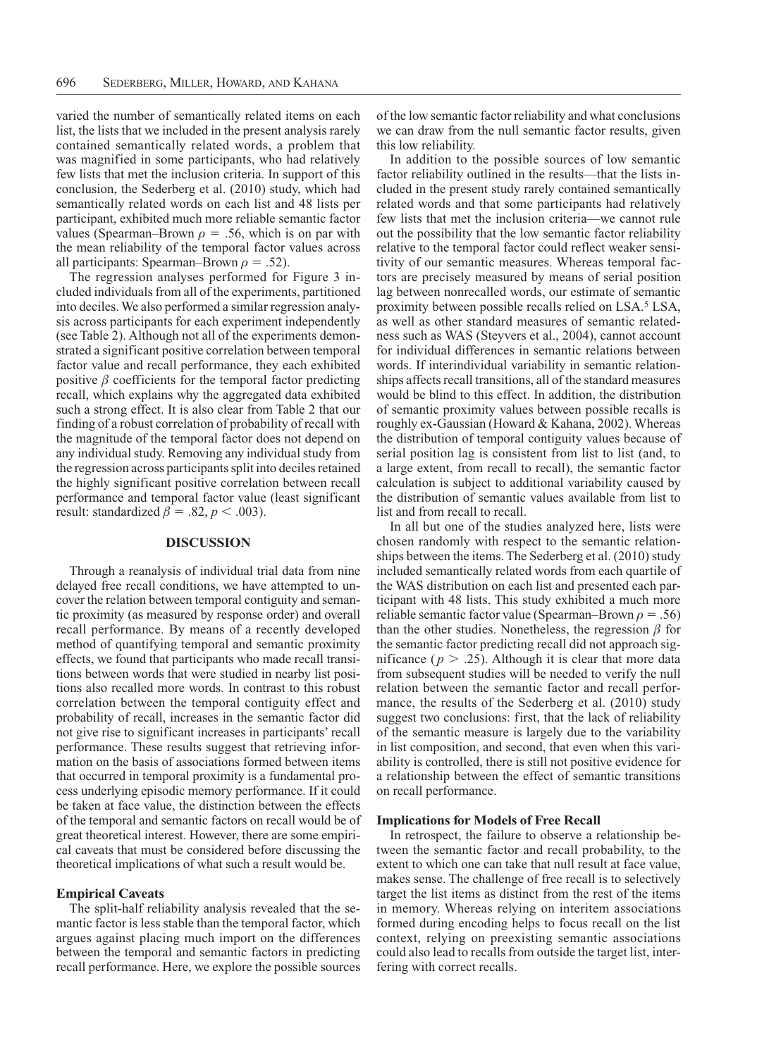varied the number of semantically related items on each list, the lists that we included in the present analysis rarely contained semantically related words, a problem that was magnified in some participants, who had relatively few lists that met the inclusion criteria. In support of this conclusion, the Sederberg et al. (2010) study, which had semantically related words on each list and 48 lists per participant, exhibited much more reliable semantic factor values (Spearman–Brown $\rho = .56$, which is on par with the mean reliability of the temporal factor values across all participants: Spearman–Brown $\rho = .52$).

The regression analyses performed for Figure 3 included individuals from all of the experiments, partitioned into deciles. We also performed a similar regression analysis across participants for each experiment independently (see Table 2). Although not all of the experiments demonstrated a significant positive correlation between temporal factor value and recall performance, they each exhibited positive $\beta$ coefficients for the temporal factor predicting recall, which explains why the aggregated data exhibited such a strong effect. It is also clear from Table 2 that our finding of a robust correlation of probability of recall with the magnitude of the temporal factor does not depend on any individual study. Removing any individual study from the regression across participants split into deciles retained the highly significant positive correlation between recall performance and temporal factor value (least significant result: standardized $\beta = .82$, $p < .003$).

## DISCUSSION

Through a reanalysis of individual trial data from nine delayed free recall conditions, we have attempted to uncover the relation between temporal contiguity and semantic proximity (as measured by response order) and overall recall performance. By means of a recently developed method of quantifying temporal and semantic proximity effects, we found that participants who made recall transitions between words that were studied in nearby list positions also recalled more words. In contrast to this robust correlation between the temporal contiguity effect and probability of recall, increases in the semantic factor did not give rise to significant increases in participants' recall performance. These results suggest that retrieving information on the basis of associations formed between items that occurred in temporal proximity is a fundamental process underlying episodic memory performance. If it could be taken at face value, the distinction between the effects of the temporal and semantic factors on recall would be of great theoretical interest. However, there are some empirical caveats that must be considered before discussing the theoretical implications of what such a result would be.

### Empirical Caveats

The split-half reliability analysis revealed that the semantic factor is less stable than the temporal factor, which argues against placing much import on the differences between the temporal and semantic factors in predicting recall performance. Here, we explore the possible sources of the low semantic factor reliability and what conclusions we can draw from the null semantic factor results, given this low reliability.

In addition to the possible sources of low semantic factor reliability outlined in the results—that the lists included in the present study rarely contained semantically related words and that some participants had relatively few lists that met the inclusion criteria—we cannot rule out the possibility that the low semantic factor reliability relative to the temporal factor could reflect weaker sensitivity of our semantic measures. Whereas temporal factors are precisely measured by means of serial position lag between nonrecalled words, our estimate of semantic proximity between possible recalls relied on LSA.[5] LSA, as well as other standard measures of semantic relatedness such as WAS (Steyvers et al., 2004), cannot account for individual differences in semantic relations between words. If interindividual variability in semantic relationships affects recall transitions, all of the standard measures would be blind to this effect. In addition, the distribution of semantic proximity values between possible recalls is roughly ex-Gaussian (Howard & Kahana, 2002). Whereas the distribution of temporal contiguity values because of serial position lag is consistent from list to list (and, to a large extent, from recall to recall), the semantic factor calculation is subject to additional variability caused by the distribution of semantic values available from list to list and from recall to recall.

In all but one of the studies analyzed here, lists were chosen randomly with respect to the semantic relationships between the items. The Sederberg et al. (2010) study included semantically related words from each quartile of the WAS distribution on each list and presented each participant with 48 lists. This study exhibited a much more reliable semantic factor value (Spearman–Brown $\rho = .56$) than the other studies. Nonetheless, the regression $\beta$ for the semantic factor predicting recall did not approach significance ($p > .25$). Although it is clear that more data from subsequent studies will be needed to verify the null relation between the semantic factor and recall performance, the results of the Sederberg et al. (2010) study suggest two conclusions: first, that the lack of reliability of the semantic measure is largely due to the variability in list composition, and second, that even when this variability is controlled, there is still not positive evidence for a relationship between the effect of semantic transitions on recall performance.

### Implications for Models of Free Recall

In retrospect, the failure to observe a relationship between the semantic factor and recall probability, to the extent to which one can take that null result at face value, makes sense. The challenge of free recall is to selectively target the list items as distinct from the rest of the items in memory. Whereas relying on interitem associations formed during encoding helps to focus recall on the list context, relying on preexisting semantic associations could also lead to recalls from outside the target list, interfering with correct recalls.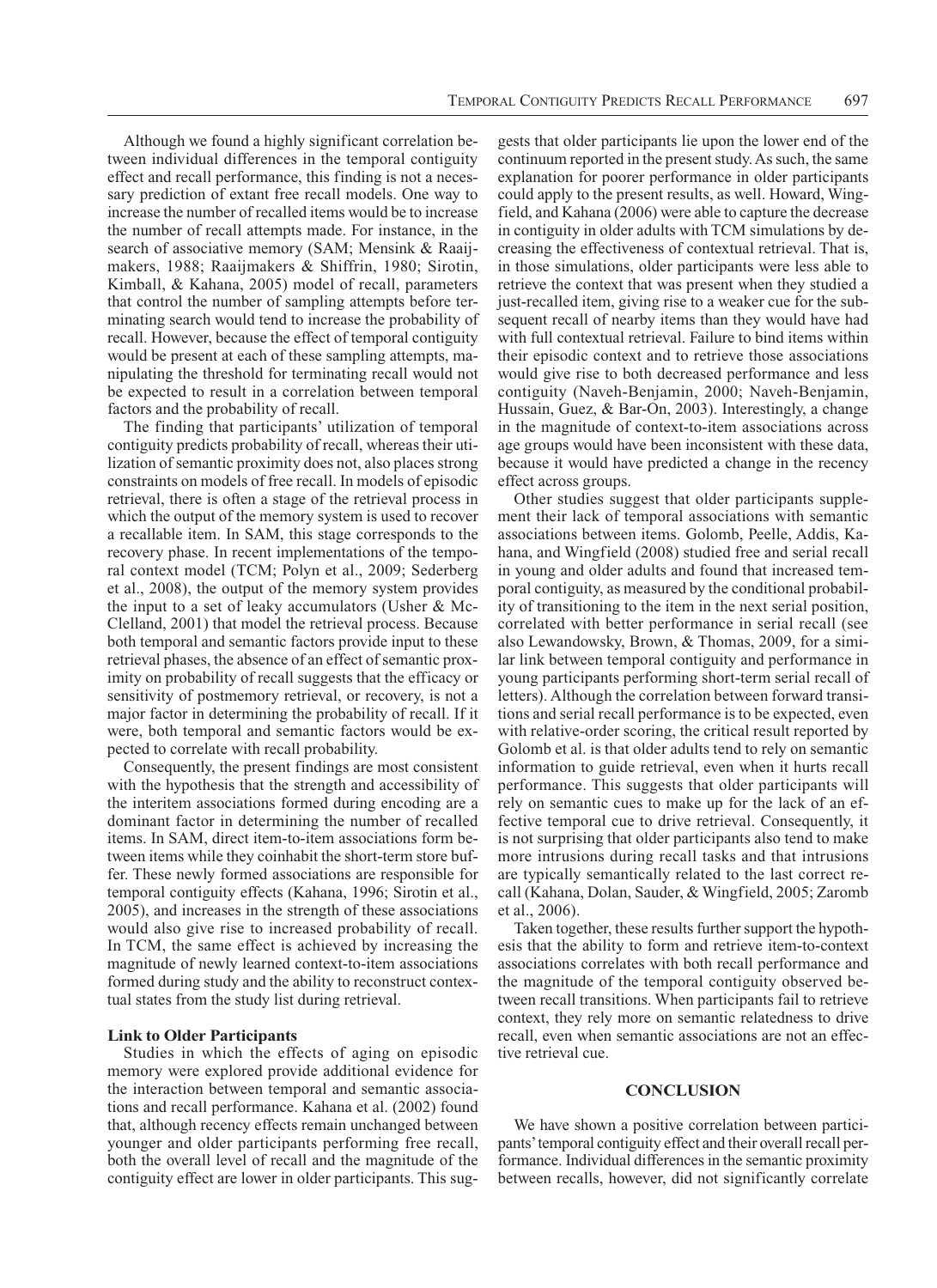Although we found a highly significant correlation between individual differences in the temporal contiguity effect and recall performance, this finding is not a necessary prediction of extant free recall models. One way to increase the number of recalled items would be to increase the number of recall attempts made. For instance, in the search of associative memory (SAM; Mensink & Raaijmakers, 1988; Raaijmakers & Shiffrin, 1980; Sirotin, Kimball, & Kahana, 2005) model of recall, parameters that control the number of sampling attempts before terminating search would tend to increase the probability of recall. However, because the effect of temporal contiguity would be present at each of these sampling attempts, manipulating the threshold for terminating recall would not be expected to result in a correlation between temporal factors and the probability of recall.

The finding that participants' utilization of temporal contiguity predicts probability of recall, whereas their utilization of semantic proximity does not, also places strong constraints on models of free recall. In models of episodic retrieval, there is often a stage of the retrieval process in which the output of the memory system is used to recover a recallable item. In SAM, this stage corresponds to the recovery phase. In recent implementations of the temporal context model (TCM; Polyn et al., 2009; Sederberg et al., 2008), the output of the memory system provides the input to a set of leaky accumulators (Usher & McClelland, 2001) that model the retrieval process. Because both temporal and semantic factors provide input to these retrieval phases, the absence of an effect of semantic proximity on probability of recall suggests that the efficacy or sensitivity of postmemory retrieval, or recovery, is not a major factor in determining the probability of recall. If it were, both temporal and semantic factors would be expected to correlate with recall probability.

Consequently, the present findings are most consistent with the hypothesis that the strength and accessibility of the interitem associations formed during encoding are a dominant factor in determining the number of recalled items. In SAM, direct item-to-item associations form between items while they coinhabit the short-term store buffer. These newly formed associations are responsible for temporal contiguity effects (Kahana, 1996; Sirotin et al., 2005), and increases in the strength of these associations would also give rise to increased probability of recall. In TCM, the same effect is achieved by increasing the magnitude of newly learned context-to-item associations formed during study and the ability to reconstruct contextual states from the study list during retrieval.

**Link to Older Participants**

Studies in which the effects of aging on episodic memory were explored provide additional evidence for the interaction between temporal and semantic associations and recall performance. Kahana et al. (2002) found that, although recency effects remain unchanged between younger and older participants performing free recall, both the overall level of recall and the magnitude of the contiguity effect are lower in older participants. This suggests that older participants lie upon the lower end of the continuum reported in the present study. As such, the same explanation for poorer performance in older participants could apply to the present results, as well. Howard, Wingfield, and Kahana (2006) were able to capture the decrease in contiguity in older adults with TCM simulations by decreasing the effectiveness of contextual retrieval. That is, in those simulations, older participants were less able to retrieve the context that was present when they studied a just-recalled item, giving rise to a weaker cue for the subsequent recall of nearby items than they would have had with full contextual retrieval. Failure to bind items within their episodic context and to retrieve those associations would give rise to both decreased performance and less contiguity (Naveh-Benjamin, 2000; Naveh-Benjamin, Hussain, Guez, & Bar-On, 2003). Interestingly, a change in the magnitude of context-to-item associations across age groups would have been inconsistent with these data, because it would have predicted a change in the recency effect across groups.

Other studies suggest that older participants supplement their lack of temporal associations with semantic associations between items. Golomb, Peelle, Addis, Kahana, and Wingfield (2008) studied free and serial recall in young and older adults and found that increased temporal contiguity, as measured by the conditional probability of transitioning to the item in the next serial position, correlated with better performance in serial recall (see also Lewandowsky, Brown, & Thomas, 2009, for a similar link between temporal contiguity and performance in young participants performing short-term serial recall of letters). Although the correlation between forward transitions and serial recall performance is to be expected, even with relative-order scoring, the critical result reported by Golomb et al. is that older adults tend to rely on semantic information to guide retrieval, even when it hurts recall performance. This suggests that older participants will rely on semantic cues to make up for the lack of an effective temporal cue to drive retrieval. Consequently, it is not surprising that older participants also tend to make more intrusions during recall tasks and that intrusions are typically semantically related to the last correct recall (Kahana, Dolan, Sauder, & Wingfield, 2005; Zaromb et al., 2006).

Taken together, these results further support the hypothesis that the ability to form and retrieve item-to-context associations correlates with both recall performance and the magnitude of the temporal contiguity observed between recall transitions. When participants fail to retrieve context, they rely more on semantic relatedness to drive recall, even when semantic associations are not an effective retrieval cue.

## CONCLUSION

We have shown a positive correlation between participants' temporal contiguity effect and their overall recall performance. Individual differences in the semantic proximity between recalls, however, did not significantly correlate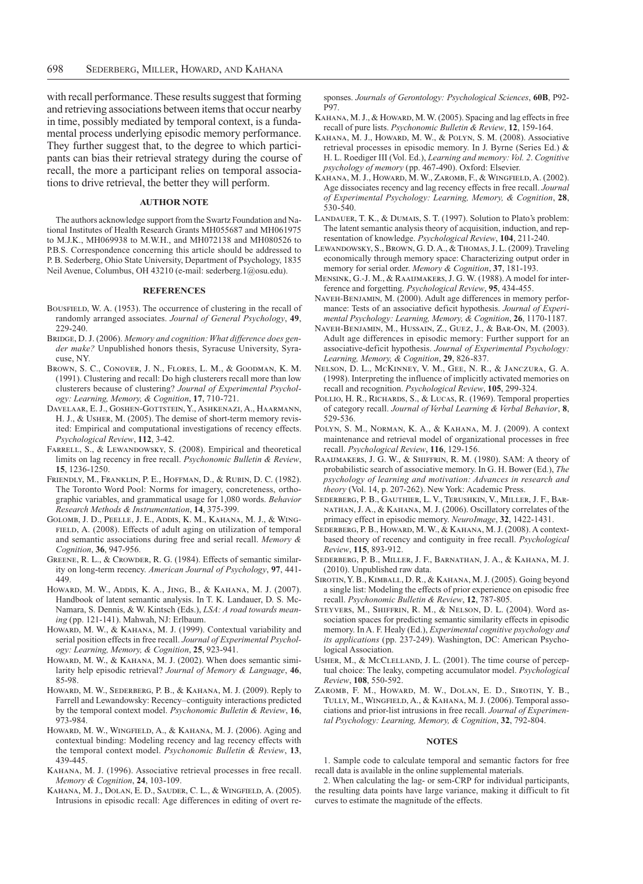with recall performance. These results suggest that forming and retrieving associations between items that occur nearby in time, possibly mediated by temporal context, is a fundamental process underlying episodic memory performance. They further suggest that, to the degree to which participants can bias their retrieval strategy during the course of recall, the more a participant relies on temporal associations to drive retrieval, the better they will perform.

## AUTHOR NOTE

The authors acknowledge support from the Swartz Foundation and National Institutes of Health Research Grants MH055687 and MH061975 to M.J.K., MH069938 to M.W.H., and MH072138 and MH080526 to P.B.S. Correspondence concerning this article should be addressed to P. B. Sederberg, Ohio State University, Department of Psychology, 1835 Neil Avenue, Columbus, OH 43210 (e-mail: sederberg.1@osu.edu).

## REFERENCES

Bousfield, W. A. (1953). The occurrence of clustering in the recall of randomly arranged associates. *Journal of General Psychology*, **49**, 229-240.

Bridge, D. J. (2006). *Memory and cognition: What difference does gender make?* Unpublished honors thesis, Syracuse University, Syracuse, NY.

Brown, S. C., Conover, J. N., Flores, L. M., & Goodman, K. M. (1991). Clustering and recall: Do high clusterers recall more than low clusterers because of clustering? *Journal of Experimental Psychology: Learning, Memory, & Cognition*, **17**, 710-721.

Davelaar, E. J., Goshen-Gottstein, Y., Ashkenazi, A., Haarmann, H. J., & Usher, M. (2005). The demise of short-term memory revisited: Empirical and computational investigations of recency effects. *Psychological Review*, **112**, 3-42.

Farrell, S., & Lewandowsky, S. (2008). Empirical and theoretical limits on lag recency in free recall. *Psychonomic Bulletin & Review*, **15**, 1236-1250.

Friendly, M., Franklin, P. E., Hoffman, D., & Rubin, D. C. (1982). The Toronto Word Pool: Norms for imagery, concreteness, orthographic variables, and grammatical usage for 1,080 words. *Behavior Research Methods & Instrumentation*, **14**, 375-399.

Golomb, J. D., Peelle, J. E., Addis, K. M., Kahana, M. J., & Wingfield, A. (2008). Effects of adult aging on utilization of temporal and semantic associations during free and serial recall. *Memory & Cognition*, **36**, 947-956.

Greene, R. L., & Crowder, R. G. (1984). Effects of semantic similarity on long-term recency. *American Journal of Psychology*, **97**, 441-449.

Howard, M. W., Addis, K. A., Jing, B., & Kahana, M. J. (2007). Handbook of latent semantic analysis. In T. K. Landauer, D. S. McNamara, S. Dennis, & W. Kintsch (Eds.), *LSA: A road towards meaning* (pp. 121-141). Mahwah, NJ: Erlbaum.

Howard, M. W., & Kahana, M. J. (1999). Contextual variability and serial position effects in free recall. *Journal of Experimental Psychology: Learning, Memory, & Cognition*, **25**, 923-941.

Howard, M. W., & Kahana, M. J. (2002). When does semantic similarity help episodic retrieval? *Journal of Memory & Language*, **46**, 85-98.

Howard, M. W., Sederberg, P. B., & Kahana, M. J. (2009). Reply to Farrell and Lewandowsky: Recency–contiguity interactions predicted by the temporal context model. *Psychonomic Bulletin & Review*, **16**, 973-984.

Howard, M. W., Wingfield, A., & Kahana, M. J. (2006). Aging and contextual binding: Modeling recency and lag recency effects with the temporal context model. *Psychonomic Bulletin & Review*, **13**, 439-445.

Kahana, M. J. (1996). Associative retrieval processes in free recall. *Memory & Cognition*, **24**, 103-109.

Kahana, M. J., Dolan, E. D., Sauder, C. L., & Wingfield, A. (2005). Intrusions in episodic recall: Age differences in editing of overt responses. *Journals of Gerontology: Psychological Sciences*, **60B**, P92-P97.

Kahana, M. J., & Howard, M. W. (2005). Spacing and lag effects in free recall of pure lists. *Psychonomic Bulletin & Review*, **12**, 159-164.

Kahana, M. J., Howard, M. W., & Polyn, S. M. (2008). Associative retrieval processes in episodic memory. In J. Byrne (Series Ed.) & H. L. Roediger III (Vol. Ed.), *Learning and memory: Vol. 2. Cognitive psychology of memory* (pp. 467-490). Oxford: Elsevier.

Kahana, M. J., Howard, M. W., Zaromb, F., & Wingfield, A. (2002). Age dissociates recency and lag recency effects in free recall. *Journal of Experimental Psychology: Learning, Memory, & Cognition*, **28**, 530-540.

Landauer, T. K., & Dumais, S. T. (1997). Solution to Plato's problem: The latent semantic analysis theory of acquisition, induction, and representation of knowledge. *Psychological Review*, **104**, 211-240.

Lewandowsky, S., Brown, G. D. A., & Thomas, J. L. (2009). Traveling economically through memory space: Characterizing output order in memory for serial order. *Memory & Cognition*, **37**, 181-193.

Mensink, G.-J. M., & Raaijmakers, J. G. W. (1988). A model for interference and forgetting. *Psychological Review*, **95**, 434-455.

Naveh-Benjamin, M. (2000). Adult age differences in memory performance: Tests of an associative deficit hypothesis. *Journal of Experimental Psychology: Learning, Memory, & Cognition*, **26**, 1170-1187.

Naveh-Benjamin, M., Hussain, Z., Guez, J., & Bar-On, M. (2003). Adult age differences in episodic memory: Further support for an associative-deficit hypothesis. *Journal of Experimental Psychology: Learning, Memory, & Cognition*, **29**, 826-837.

Nelson, D. L., McKinney, V. M., Gee, N. R., & Janczura, G. A. (1998). Interpreting the influence of implicitly activated memories on recall and recognition. *Psychological Review*, **105**, 299-324.

Pollio, H. R., Richards, S., & Lucas, R. (1969). Temporal properties of category recall. *Journal of Verbal Learning & Verbal Behavior*, **8**, 529-536.

Polyn, S. M., Norman, K. A., & Kahana, M. J. (2009). A context maintenance and retrieval model of organizational processes in free recall. *Psychological Review*, **116**, 129-156.

Raaijmakers, J. G. W., & Shiffrin, R. M. (1980). SAM: A theory of probabilistic search of associative memory. In G. H. Bower (Ed.), *The psychology of learning and motivation: Advances in research and theory* (Vol. 14, p. 207-262). New York: Academic Press.

Sederberg, P. B., Gauthier, L. V., Terushkin, V., Miller, J. F., Barnathan, J. A., & Kahana, M. J. (2006). Oscillatory correlates of the primacy effect in episodic memory. *NeuroImage*, **32**, 1422-1431.

Sederberg, P. B., Howard, M. W., & Kahana, M. J. (2008). A context-based theory of recency and contiguity in free recall. *Psychological Review*, **115**, 893-912.

Sederberg, P. B., Miller, J. F., Barnathan, J. A., & Kahana, M. J. (2010). Unpublished raw data.

Sirotin, Y. B., Kimball, D. R., & Kahana, M. J. (2005). Going beyond a single list: Modeling the effects of prior experience on episodic free recall. *Psychonomic Bulletin & Review*, **12**, 787-805.

Steyvers, M., Shiffrin, R. M., & Nelson, D. L. (2004). Word association spaces for predicting semantic similarity effects in episodic memory. In A. F. Healy (Ed.), *Experimental cognitive psychology and its applications* (pp. 237-249). Washington, DC: American Psychological Association.

Usher, M., & McClelland, J. L. (2001). The time course of perceptual choice: The leaky, competing accumulator model. *Psychological Review*, **108**, 550-592.

Zaromb, F. M., Howard, M. W., Dolan, E. D., Sirotin, Y. B., Tully, M., Wingfield, A., & Kahana, M. J. (2006). Temporal associations and prior-list intrusions in free recall. *Journal of Experimental Psychology: Learning, Memory, & Cognition*, **32**, 792-804.

## NOTES

1. Sample code to calculate temporal and semantic factors for free recall data is available in the online supplemental materials.

2. When calculating the lag- or sem-CRP for individual participants, the resulting data points have large variance, making it difficult to fit curves to estimate the magnitude of the effects.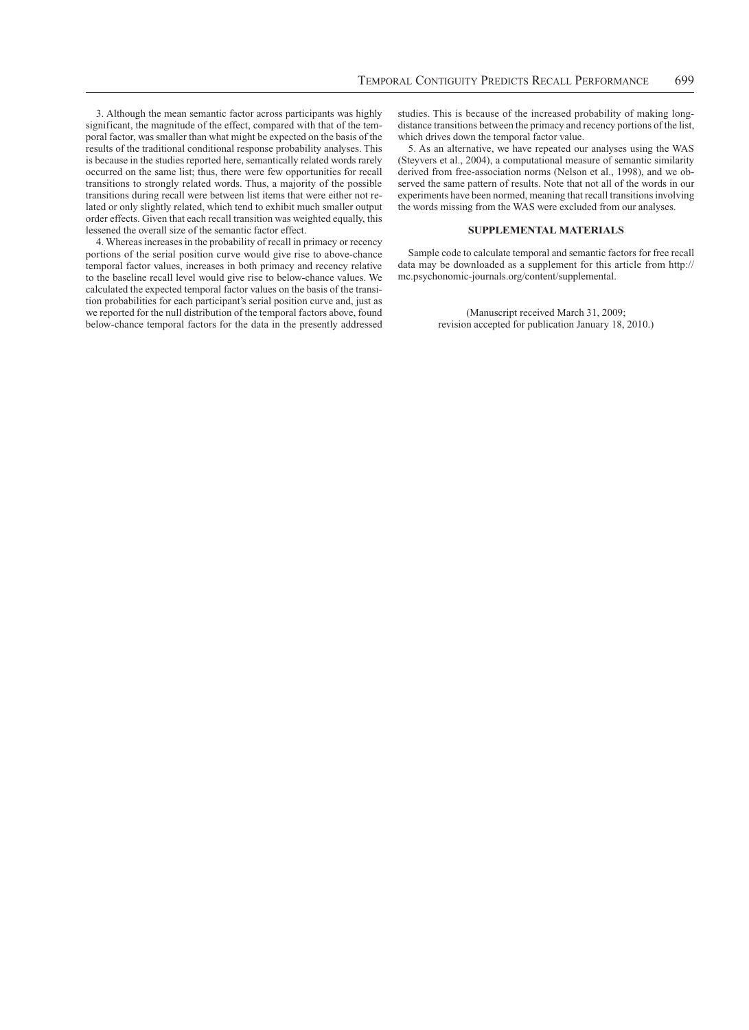3. Although the mean semantic factor across participants was highly significant, the magnitude of the effect, compared with that of the temporal factor, was smaller than what might be expected on the basis of the results of the traditional conditional response probability analyses. This is because in the studies reported here, semantically related words rarely occurred on the same list; thus, there were few opportunities for recall transitions to strongly related words. Thus, a majority of the possible transitions during recall were between list items that were either not related or only slightly related, which tend to exhibit much smaller output order effects. Given that each recall transition was weighted equally, this lessened the overall size of the semantic factor effect.

4. Whereas increases in the probability of recall in primacy or recency portions of the serial position curve would give rise to above-chance temporal factor values, increases in both primacy and recency relative to the baseline recall level would give rise to below-chance values. We calculated the expected temporal factor values on the basis of the transition probabilities for each participant's serial position curve and, just as we reported for the null distribution of the temporal factors above, found below-chance temporal factors for the data in the presently addressed studies. This is because of the increased probability of making long-distance transitions between the primacy and recency portions of the list, which drives down the temporal factor value.

5. As an alternative, we have repeated our analyses using the WAS (Steyvers et al., 2004), a computational measure of semantic similarity derived from free-association norms (Nelson et al., 1998), and we observed the same pattern of results. Note that not all of the words in our experiments have been normed, meaning that recall transitions involving the words missing from the WAS were excluded from our analyses.

## SUPPLEMENTAL MATERIALS

Sample code to calculate temporal and semantic factors for free recall data may be downloaded as a supplement for this article from http://mc.psychonomic-journals.org/content/supplemental.

(Manuscript received March 31, 2009;
revision accepted for publication January 18, 2010.)